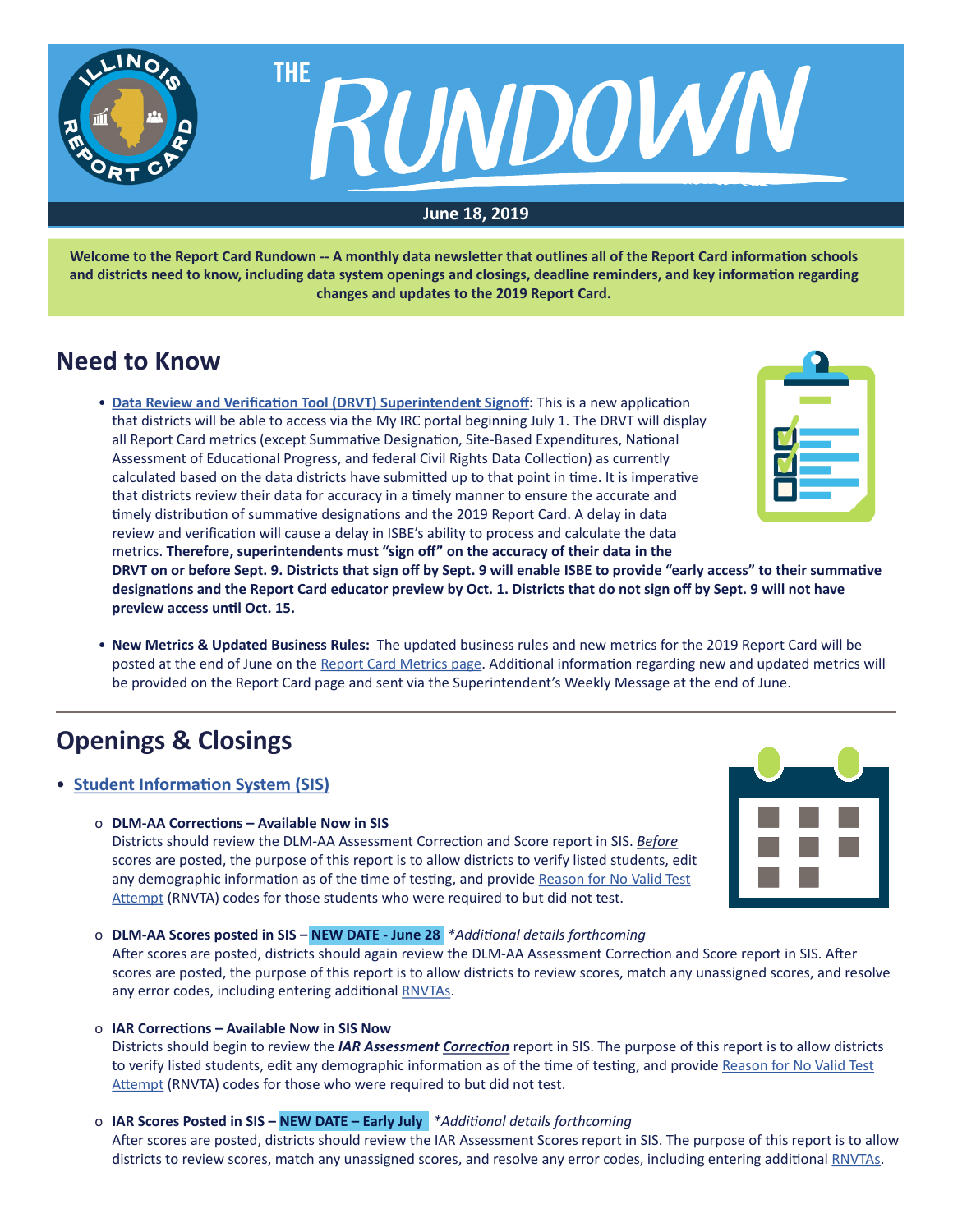# THE RUNDOWN

**June 18, 2019**

**Welcome to the Report Card Rundown -- A monthly data newsletter that outlines all of the Report Card information schools and districts need to know, including data system openings and closings, deadline reminders, and key information regarding changes and updates to the 2019 Report Card.**

## Need to Know

- **Data Review and Verification Tool (DRVT) Superintendent Signoff:** This is a new application that districts will be able to access via the My IRC portal beginning July 1. The DRVT will display all Report Card metrics (except Summative Designation, Site-Based Expenditures, National Assessment of Educational Progress, and federal Civil Rights Data Collection) as currently calculated based on the data districts have submitted up to that point in time. It is imperative that districts review their data for accuracy in a timely manner to ensure the accurate and timely distribution of summative designations and the 2019 Report Card. A delay in data review and verification will cause a delay in ISBE's ability to process and calculate the data metrics. **Therefore, superintendents must "sign off" on the accuracy of their data in the DRVT on or before Sept. 9. Districts that sign off by Sept. 9 will enable ISBE to provide "early access" to their summative designations and the Report Card educator preview by Oct. 1. Districts that do not sign off by Sept. 9 will not have preview access until Oct. 15.**

- **New Metrics & Updated Business Rules:** The updated business rules and new metrics for the 2019 Report Card will be posted at the end of June on the Report Card Metrics page. Additional information regarding new and updated metrics will be provided on the Report Card page and sent via the Superintendent's Weekly Message at the end of June.

## Openings & Closings

- **Student Information System (SIS)**

  - **DLM-AA Corrections – Available Now in SIS**
    Districts should review the DLM-AA Assessment Correction and Score report in SIS. *Before* scores are posted, the purpose of this report is to allow districts to verify listed students, edit any demographic information as of the time of testing, and provide Reason for No Valid Test Attempt (RNVTA) codes for those students who were required to but did not test.

  - **DLM-AA Scores posted in SIS – NEW DATE - June 28** *\*Additional details forthcoming*
    After scores are posted, districts should again review the DLM-AA Assessment Correction and Score report in SIS. After scores are posted, the purpose of this report is to allow districts to review scores, match any unassigned scores, and resolve any error codes, including entering additional RNVTAs.

  - **IAR Corrections – Available Now in SIS Now**
    Districts should begin to review the ***IAR Assessment Correction*** report in SIS. The purpose of this report is to allow districts to verify listed students, edit any demographic information as of the time of testing, and provide Reason for No Valid Test Attempt (RNVTA) codes for those who were required to but did not test.

  - **IAR Scores Posted in SIS – NEW DATE – Early July** *\*Additional details forthcoming*
    After scores are posted, districts should review the IAR Assessment Scores report in SIS. The purpose of this report is to allow districts to review scores, match any unassigned scores, and resolve any error codes, including entering additional RNVTAs.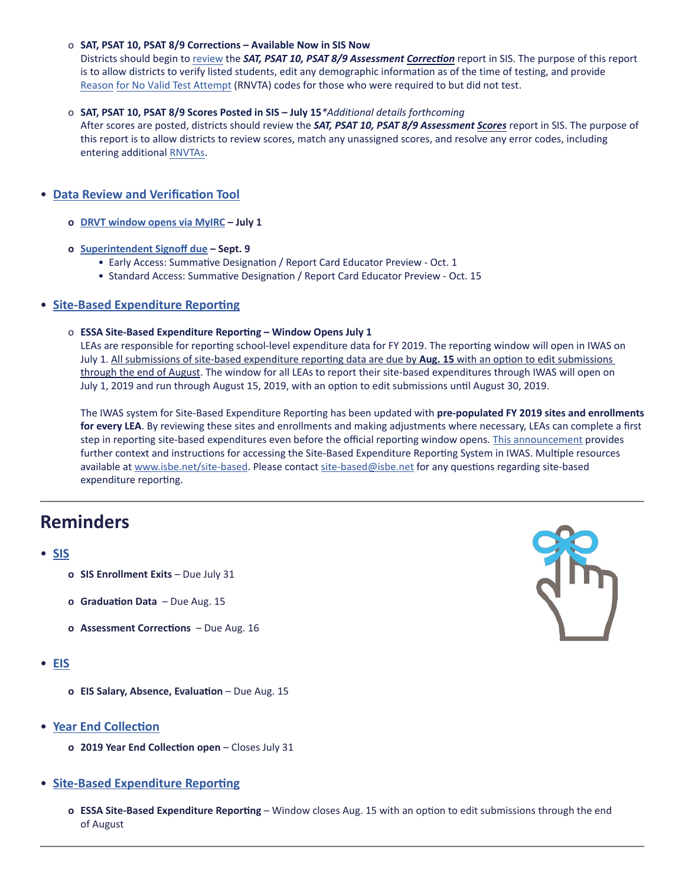- **SAT, PSAT 10, PSAT 8/9 Corrections – Available Now in SIS Now**
  Districts should begin to review the ***SAT, PSAT 10, PSAT 8/9 Assessment Correction*** report in SIS. The purpose of this report is to allow districts to verify listed students, edit any demographic information as of the time of testing, and provide Reason for No Valid Test Attempt (RNVTA) codes for those who were required to but did not test.

- **SAT, PSAT 10, PSAT 8/9 Scores Posted in SIS – July 15** **Additional details forthcoming*
  After scores are posted, districts should review the ***SAT, PSAT 10, PSAT 8/9 Assessment Scores*** report in SIS. The purpose of this report is to allow districts to review scores, match any unassigned scores, and resolve any error codes, including entering additional RNVTAs.

- **Data Review and Verification Tool**
  - **DRVT window opens via MyIRC – July 1**
  - **Superintendent Signoff due – Sept. 9**
    - Early Access: Summative Designation / Report Card Educator Preview - Oct. 1
    - Standard Access: Summative Designation / Report Card Educator Preview - Oct. 15

- **Site-Based Expenditure Reporting**
  - **ESSA Site-Based Expenditure Reporting – Window Opens July 1**
    LEAs are responsible for reporting school-level expenditure data for FY 2019. The reporting window will open in IWAS on July 1. All submissions of site-based expenditure reporting data are due by **Aug. 15** with an option to edit submissions through the end of August. The window for all LEAs to report their site-based expenditures through IWAS will open on July 1, 2019 and run through August 15, 2019, with an option to edit submissions until August 30, 2019.

    The IWAS system for Site-Based Expenditure Reporting has been updated with **pre-populated FY 2019 sites and enrollments for every LEA**. By reviewing these sites and enrollments and making adjustments where necessary, LEAs can complete a first step in reporting site-based expenditures even before the official reporting window opens. This announcement provides further context and instructions for accessing the Site-Based Expenditure Reporting System in IWAS. Multiple resources available at www.isbe.net/site-based. Please contact site-based@isbe.net for any questions regarding site-based expenditure reporting.

---

## Reminders

- **SIS**
  - **SIS Enrollment Exits** – Due July 31
  - **Graduation Data** – Due Aug. 15
  - **Assessment Corrections** – Due Aug. 16

- **EIS**
  - **EIS Salary, Absence, Evaluation** – Due Aug. 15

- **Year End Collection**
  - **2019 Year End Collection open** – Closes July 31

- **Site-Based Expenditure Reporting**
  - **ESSA Site-Based Expenditure Reporting** – Window closes Aug. 15 with an option to edit submissions through the end of August

---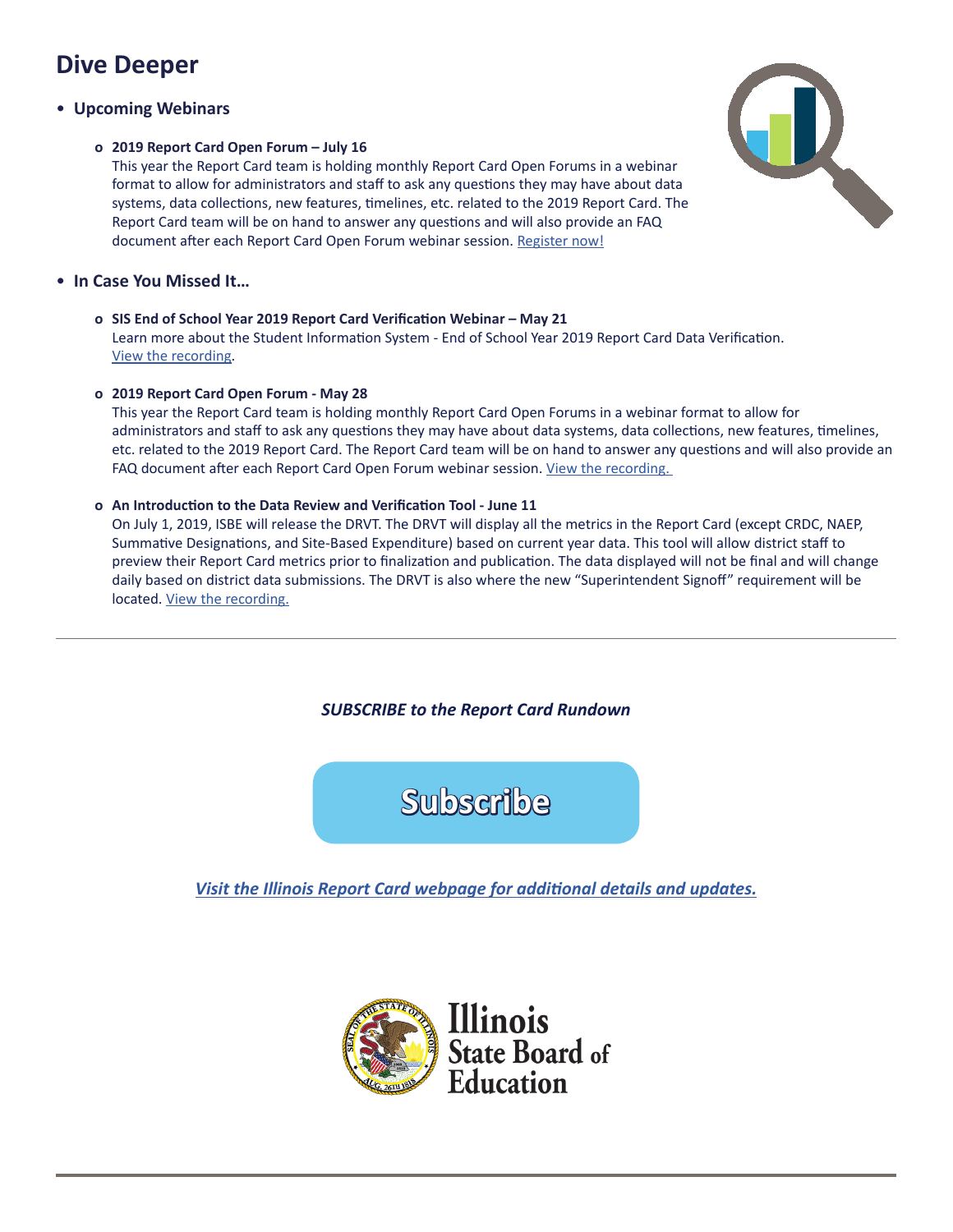## Dive Deeper

- **Upcoming Webinars**

  - **2019 Report Card Open Forum – July 16**
    This year the Report Card team is holding monthly Report Card Open Forums in a webinar format to allow for administrators and staff to ask any questions they may have about data systems, data collections, new features, timelines, etc. related to the 2019 Report Card. The Report Card team will be on hand to answer any questions and will also provide an FAQ document after each Report Card Open Forum webinar session. Register now!

- **In Case You Missed It…**

  - **SIS End of School Year 2019 Report Card Verification Webinar – May 21**
    Learn more about the Student Information System - End of School Year 2019 Report Card Data Verification. View the recording.

  - **2019 Report Card Open Forum - May 28**
    This year the Report Card team is holding monthly Report Card Open Forums in a webinar format to allow for administrators and staff to ask any questions they may have about data systems, data collections, new features, timelines, etc. related to the 2019 Report Card. The Report Card team will be on hand to answer any questions and will also provide an FAQ document after each Report Card Open Forum webinar session. View the recording.

  - **An Introduction to the Data Review and Verification Tool - June 11**
    On July 1, 2019, ISBE will release the DRVT. The DRVT will display all the metrics in the Report Card (except CRDC, NAEP, Summative Designations, and Site-Based Expenditure) based on current year data. This tool will allow district staff to preview their Report Card metrics prior to finalization and publication. The data displayed will not be final and will change daily based on district data submissions. The DRVT is also where the new "Superintendent Signoff" requirement will be located. View the recording.

---

***SUBSCRIBE to the Report Card Rundown***

Subscribe

*Visit the Illinois Report Card webpage for additional details and updates.*

Illinois State Board of Education